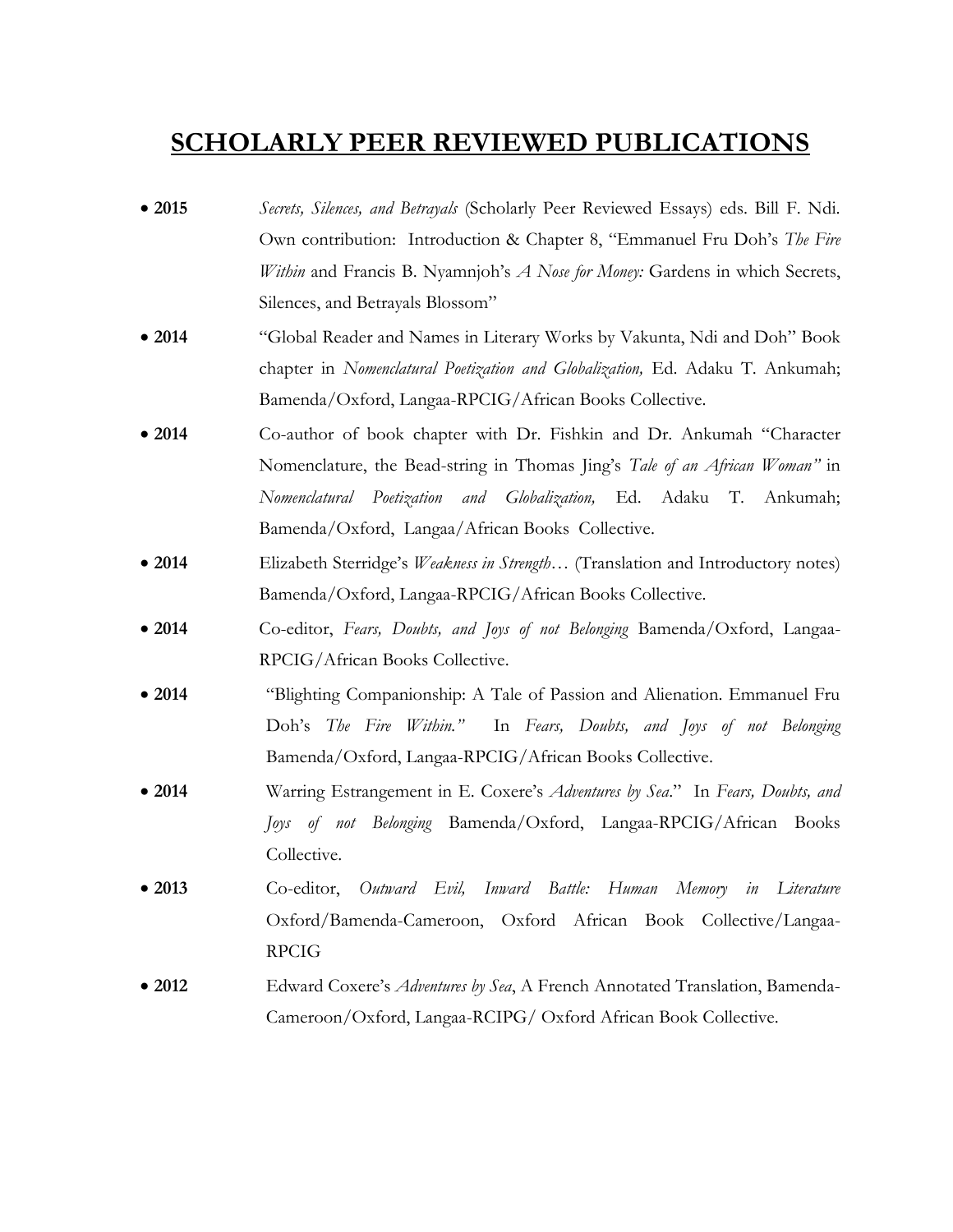# SCHOLARLY PEER REVIEWED PUBLICATIONS

- **2015** *Secrets, Silences, and Betrayals* (Scholarly Peer Reviewed Essays) eds. Bill F. Ndi. Own contribution: Introduction & Chapter 8, "Emmanuel Fru Doh's *The Fire Within* and Francis B. Nyamnjoh's *A Nose for Money:* Gardens in which Secrets, Silences, and Betrayals Blossom"
- **2014** "Global Reader and Names in Literary Works by Vakunta, Ndi and Doh" Book chapter in *Nomenclatural Poetization and Globalization,* Ed. Adaku T. Ankumah; Bamenda/Oxford, Langaa-RPCIG/African Books Collective.
- **2014** Co-author of book chapter with Dr. Fishkin and Dr. Ankumah "Character Nomenclature, the Bead-string in Thomas Jing's *Tale of an African Woman"* in *Nomenclatural Poetization and Globalization,* Ed. Adaku T. Ankumah; Bamenda/Oxford, Langaa/African Books Collective.
- **2014** Elizabeth Sterridge's *Weakness in Strength…* (Translation and Introductory notes) Bamenda/Oxford, Langaa-RPCIG/African Books Collective.
- **2014** Co-editor, *Fears, Doubts, and Joys of not Belonging* Bamenda/Oxford, Langaa-RPCIG/African Books Collective.
- **2014** "Blighting Companionship: A Tale of Passion and Alienation. Emmanuel Fru Doh's *The Fire Within."* In *Fears, Doubts, and Joys of not Belonging* Bamenda/Oxford, Langaa-RPCIG/African Books Collective.
- **2014** Warring Estrangement in E. Coxere's *Adventures by Sea*." In *Fears, Doubts, and Joys of not Belonging* Bamenda/Oxford, Langaa-RPCIG/African Books Collective.
- **2013** Co-editor, *Outward Evil, Inward Battle: Human Memory in Literature* Oxford/Bamenda-Cameroon, Oxford African Book Collective/Langaa-RPCIG
- **2012** Edward Coxere's *Adventures by Sea*, A French Annotated Translation, Bamenda-Cameroon/Oxford, Langaa-RCIPG/ Oxford African Book Collective.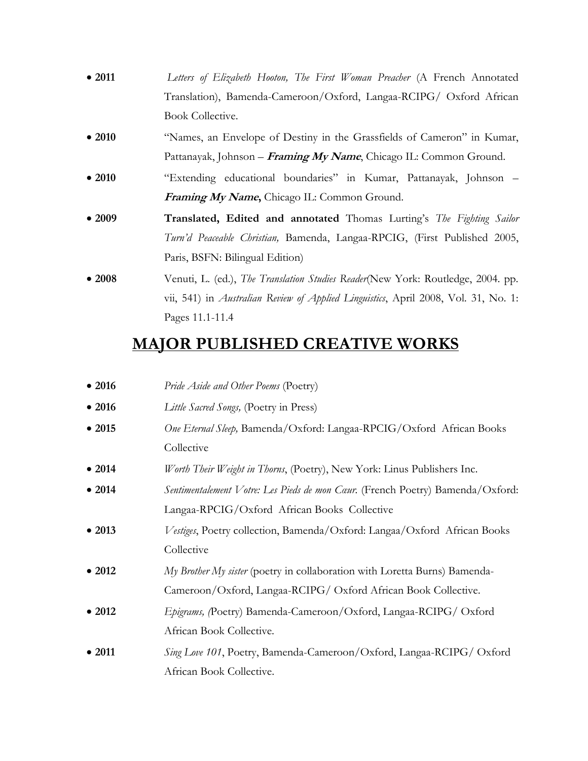- **2011** *Letters of Elizabeth Hooton, The First Woman Preacher* (A French Annotated Translation), Bamenda-Cameroon/Oxford, Langaa-RCIPG/ Oxford African Book Collective.
- **2010** "Names, an Envelope of Destiny in the Grassfields of Cameron" in Kumar, Pattanayak, Johnson – ***Framing My Name***, Chicago IL: Common Ground.
- **2010** "Extending educational boundaries" in Kumar, Pattanayak, Johnson – ***Framing My Name*****,** Chicago IL: Common Ground.
- **2009** **Translated, Edited and annotated** Thomas Lurting's *The Fighting Sailor Turn'd Peaceable Christian,* Bamenda, Langaa-RPCIG, (First Published 2005, Paris, BSFN: Bilingual Edition)
- **2008** Venuti, L. (ed.), *The Translation Studies Reader*(New York: Routledge, 2004. pp. vii, 541) in *Australian Review of Applied Linguistics*, April 2008, Vol. 31, No. 1: Pages 11.1-11.4

## MAJOR PUBLISHED CREATIVE WORKS

- **2016** *Pride Aside and Other Poems* (Poetry)
- **2016** *Little Sacred Songs,* (Poetry in Press)
- **2015** *One Eternal Sleep,* Bamenda/Oxford: Langaa-RPCIG/Oxford African Books Collective
- **2014** *Worth Their Weight in Thorns*, (Poetry), New York: Linus Publishers Inc.
- **2014** *Sentimentalement Votre: Les Pieds de mon Cœur.* (French Poetry) Bamenda/Oxford: Langaa-RPCIG/Oxford African Books Collective
- **2013** *Vestiges*, Poetry collection, Bamenda/Oxford: Langaa/Oxford African Books Collective
- **2012** *My Brother My sister* (poetry in collaboration with Loretta Burns) Bamenda-Cameroon/Oxford, Langaa-RCIPG/ Oxford African Book Collective.
- **2012** *Epigrams, (*Poetry) Bamenda-Cameroon/Oxford, Langaa-RCIPG/ Oxford African Book Collective.
- **2011** *Sing Love 101*, Poetry, Bamenda-Cameroon/Oxford, Langaa-RCIPG/ Oxford African Book Collective.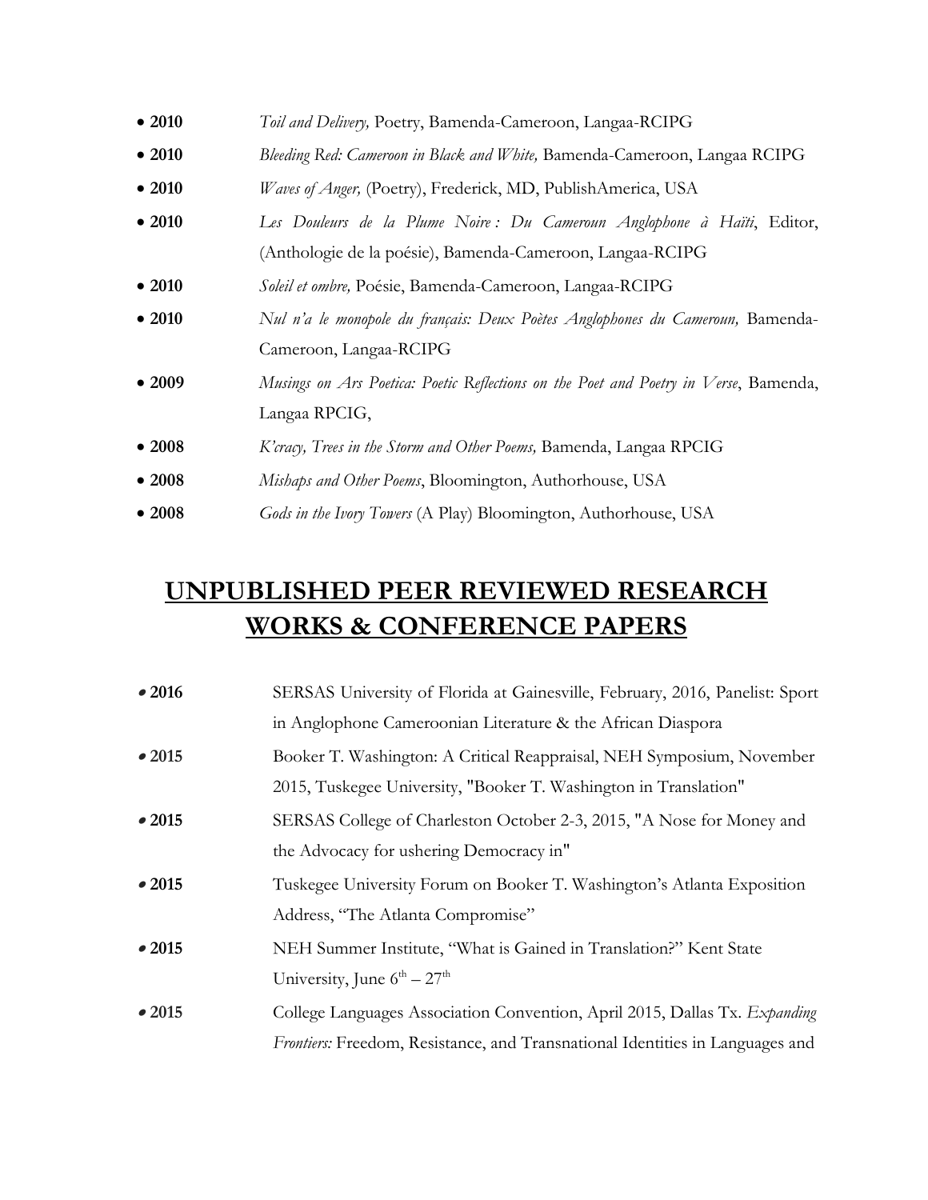- **2010** *Toil and Delivery,* Poetry, Bamenda-Cameroon, Langaa-RCIPG
- **2010** *Bleeding Red: Cameroon in Black and White,* Bamenda-Cameroon, Langaa RCIPG
- **2010** *Waves of Anger,* (Poetry), Frederick, MD, PublishAmerica, USA
- **2010** *Les Douleurs de la Plume Noire : Du Cameroun Anglophone à Haïti*, Editor, (Anthologie de la poésie), Bamenda-Cameroon, Langaa-RCIPG
- **2010** *Soleil et ombre,* Poésie, Bamenda-Cameroon, Langaa-RCIPG
- **2010** *Nul n'a le monopole du français: Deux Poètes Anglophones du Cameroun,* Bamenda-Cameroon, Langaa-RCIPG
- **2009** *Musings on Ars Poetica: Poetic Reflections on the Poet and Poetry in Verse*, Bamenda, Langaa RPCIG,
- **2008** *K'cracy, Trees in the Storm and Other Poems,* Bamenda, Langaa RPCIG
- **2008** *Mishaps and Other Poems*, Bloomington, Authorhouse, USA
- **2008** *Gods in the Ivory Towers* (A Play) Bloomington, Authorhouse, USA

## UNPUBLISHED PEER REVIEWED RESEARCH WORKS & CONFERENCE PAPERS

- **2016** SERSAS University of Florida at Gainesville, February, 2016, Panelist: Sport in Anglophone Cameroonian Literature & the African Diaspora
- **2015** Booker T. Washington: A Critical Reappraisal, NEH Symposium, November 2015, Tuskegee University, "Booker T. Washington in Translation"
- **2015** SERSAS College of Charleston October 2-3, 2015, "A Nose for Money and the Advocacy for ushering Democracy in"
- **2015** Tuskegee University Forum on Booker T. Washington's Atlanta Exposition Address, "The Atlanta Compromise"
- **2015** NEH Summer Institute, "What is Gained in Translation?" Kent State University, June 6th – 27th
- **2015** College Languages Association Convention, April 2015, Dallas Tx. *Expanding Frontiers:* Freedom, Resistance, and Transnational Identities in Languages and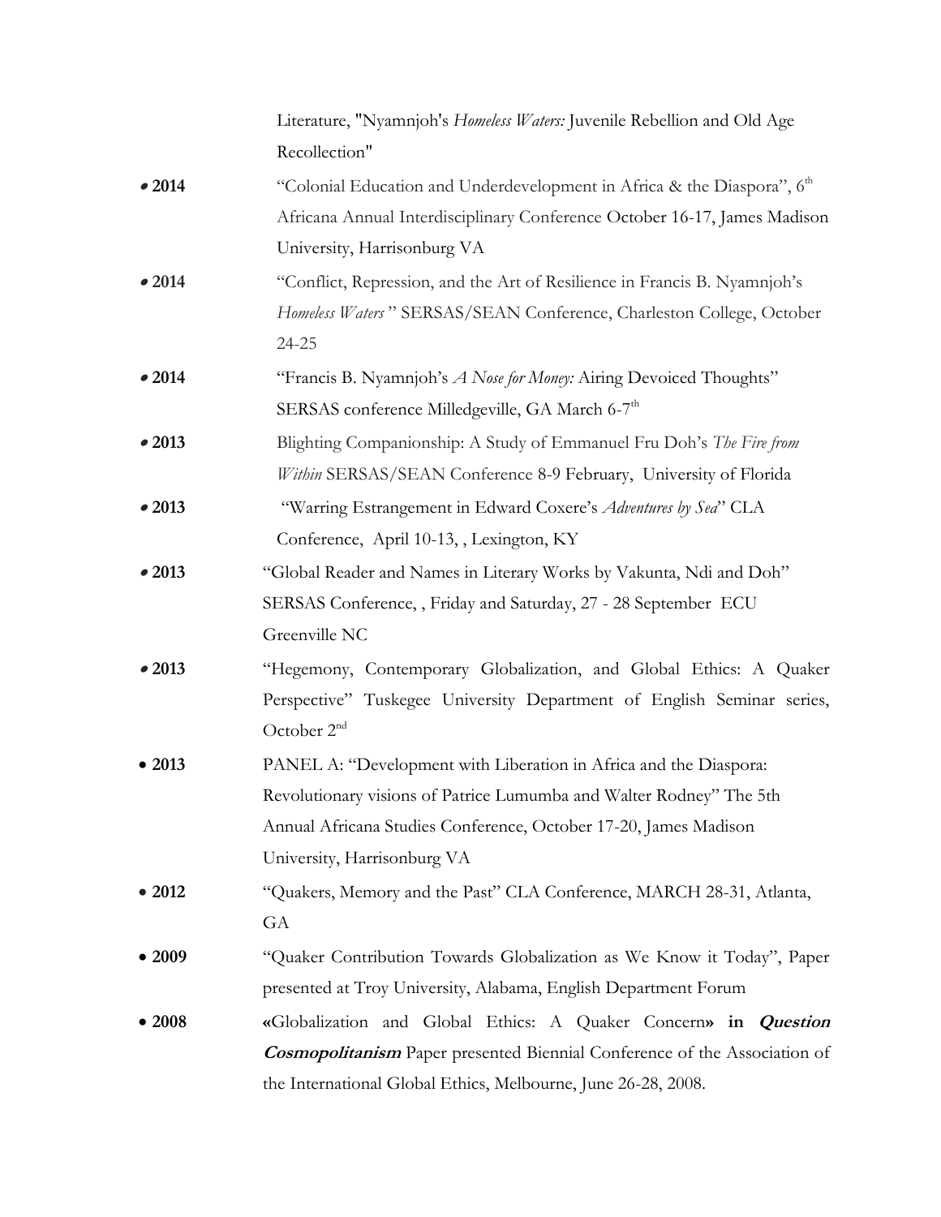Literature, "Nyamnjoh's *Homeless Waters:* Juvenile Rebellion and Old Age Recollection"

- **2014** "Colonial Education and Underdevelopment in Africa & the Diaspora", 6th Africana Annual Interdisciplinary Conference October 16-17, James Madison University, Harrisonburg VA
- **2014** "Conflict, Repression, and the Art of Resilience in Francis B. Nyamnjoh's *Homeless Waters* " SERSAS/SEAN Conference, Charleston College, October 24-25
- **2014** "Francis B. Nyamnjoh's *A Nose for Money:* Airing Devoiced Thoughts" SERSAS conference Milledgeville, GA March 6-7th
- **2013** Blighting Companionship: A Study of Emmanuel Fru Doh's *The Fire from Within* SERSAS/SEAN Conference 8-9 February, University of Florida
- **2013** "Warring Estrangement in Edward Coxere's *Adventures by Sea*" CLA Conference, April 10-13, , Lexington, KY
- **2013** "Global Reader and Names in Literary Works by Vakunta, Ndi and Doh" SERSAS Conference, , Friday and Saturday, 27 - 28 September ECU Greenville NC
- **2013** "Hegemony, Contemporary Globalization, and Global Ethics: A Quaker Perspective" Tuskegee University Department of English Seminar series, October 2nd
- **2013** PANEL A: "Development with Liberation in Africa and the Diaspora: Revolutionary visions of Patrice Lumumba and Walter Rodney" The 5th Annual Africana Studies Conference, October 17-20, James Madison University, Harrisonburg VA
- **2012** "Quakers, Memory and the Past" CLA Conference, MARCH 28-31, Atlanta, GA
- **2009** "Quaker Contribution Towards Globalization as We Know it Today", Paper presented at Troy University, Alabama, English Department Forum
- **2008** **«**Globalization and Global Ethics: A Quaker Concern**» in *Question Cosmopolitanism*** Paper presented Biennial Conference of the Association of the International Global Ethics, Melbourne, June 26-28, 2008.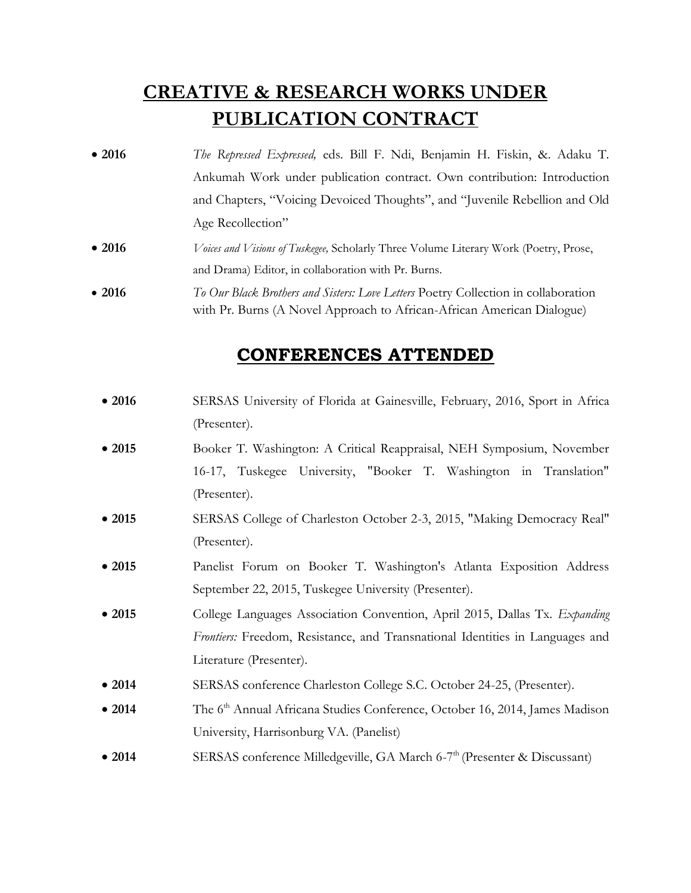## CREATIVE & RESEARCH WORKS UNDER PUBLICATION CONTRACT

- **2016** *The Repressed Expressed,* eds. Bill F. Ndi, Benjamin H. Fiskin, &. Adaku T. Ankumah Work under publication contract. Own contribution: Introduction and Chapters, "Voicing Devoiced Thoughts", and "Juvenile Rebellion and Old Age Recollection"
- **2016** *Voices and Visions of Tuskegee,* Scholarly Three Volume Literary Work (Poetry, Prose, and Drama) Editor, in collaboration with Pr. Burns.
- **2016** *To Our Black Brothers and Sisters: Love Letters* Poetry Collection in collaboration with Pr. Burns (A Novel Approach to African-African American Dialogue)

## CONFERENCES ATTENDED

- **2016** SERSAS University of Florida at Gainesville, February, 2016, Sport in Africa (Presenter).
- **2015** Booker T. Washington: A Critical Reappraisal, NEH Symposium, November 16-17, Tuskegee University, "Booker T. Washington in Translation" (Presenter).
- **2015** SERSAS College of Charleston October 2-3, 2015, "Making Democracy Real" (Presenter).
- **2015** Panelist Forum on Booker T. Washington's Atlanta Exposition Address September 22, 2015, Tuskegee University (Presenter).
- **2015** College Languages Association Convention, April 2015, Dallas Tx. *Expanding Frontiers:* Freedom, Resistance, and Transnational Identities in Languages and Literature (Presenter).
- **2014** SERSAS conference Charleston College S.C. October 24-25, (Presenter).
- **2014** The 6th Annual Africana Studies Conference, October 16, 2014, James Madison University, Harrisonburg VA. (Panelist)
- **2014** SERSAS conference Milledgeville, GA March 6-7th (Presenter & Discussant)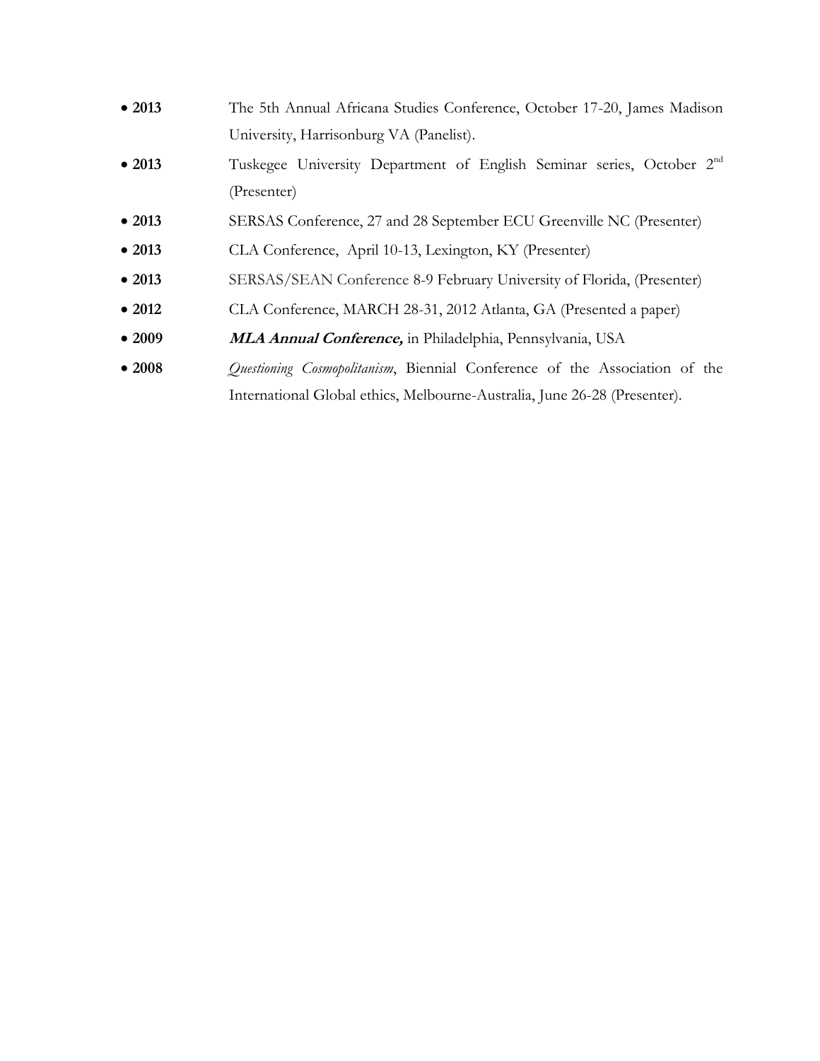- **2013** The 5th Annual Africana Studies Conference, October 17-20, James Madison University, Harrisonburg VA (Panelist).
- **2013** Tuskegee University Department of English Seminar series, October 2nd (Presenter)
- **2013** SERSAS Conference, 27 and 28 September ECU Greenville NC (Presenter)
- **2013** CLA Conference, April 10-13, Lexington, KY (Presenter)
- **2013** SERSAS/SEAN Conference 8-9 February University of Florida, (Presenter)
- **2012** CLA Conference, MARCH 28-31, 2012 Atlanta, GA (Presented a paper)
- **2009** ***MLA Annual Conference,*** in Philadelphia, Pennsylvania, USA
- **2008** *Questioning Cosmopolitanism*, Biennial Conference of the Association of the International Global ethics, Melbourne-Australia, June 26-28 (Presenter).